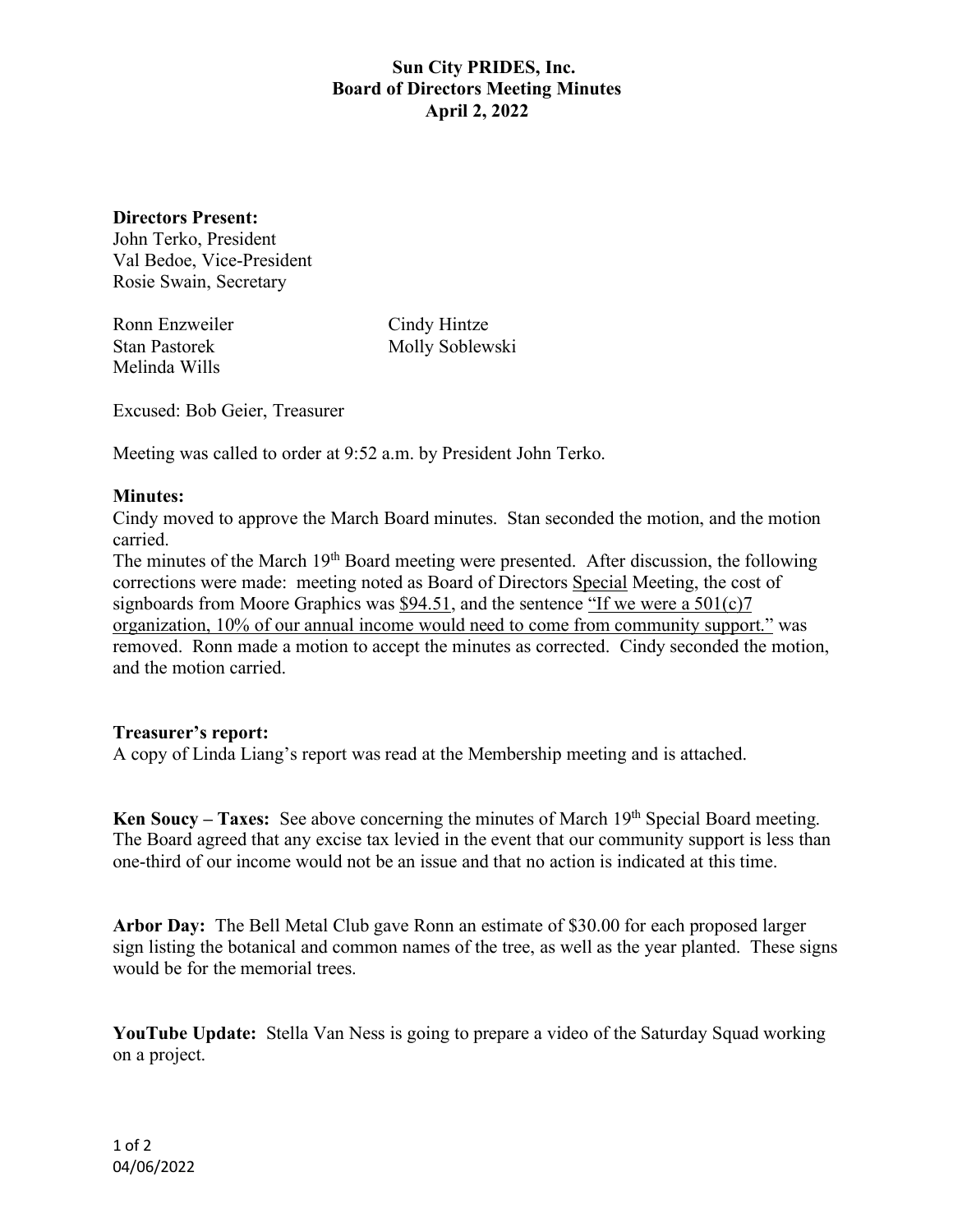**Sun City PRIDES, Inc.**
**Board of Directors Meeting Minutes**
**April 2, 2022**

**Directors Present:**
John Terko, President
Val Bedoe, Vice-President
Rosie Swain, Secretary

Ronn Enzweiler
Stan Pastorek
Melinda Wills
Cindy Hintze
Molly Soblewski

Excused: Bob Geier, Treasurer

Meeting was called to order at 9:52 a.m. by President John Terko.

**Minutes:**
Cindy moved to approve the March Board minutes. Stan seconded the motion, and the motion carried.
The minutes of the March 19th Board meeting were presented. After discussion, the following corrections were made: meeting noted as Board of Directors Special Meeting, the cost of signboards from Moore Graphics was $94.51, and the sentence "If we were a 501(c)7 organization, 10% of our annual income would need to come from community support." was removed. Ronn made a motion to accept the minutes as corrected. Cindy seconded the motion, and the motion carried.

**Treasurer's report:**
A copy of Linda Liang's report was read at the Membership meeting and is attached.

**Ken Soucy – Taxes:** See above concerning the minutes of March 19th Special Board meeting. The Board agreed that any excise tax levied in the event that our community support is less than one-third of our income would not be an issue and that no action is indicated at this time.

**Arbor Day:** The Bell Metal Club gave Ronn an estimate of $30.00 for each proposed larger sign listing the botanical and common names of the tree, as well as the year planted. These signs would be for the memorial trees.

**YouTube Update:** Stella Van Ness is going to prepare a video of the Saturday Squad working on a project.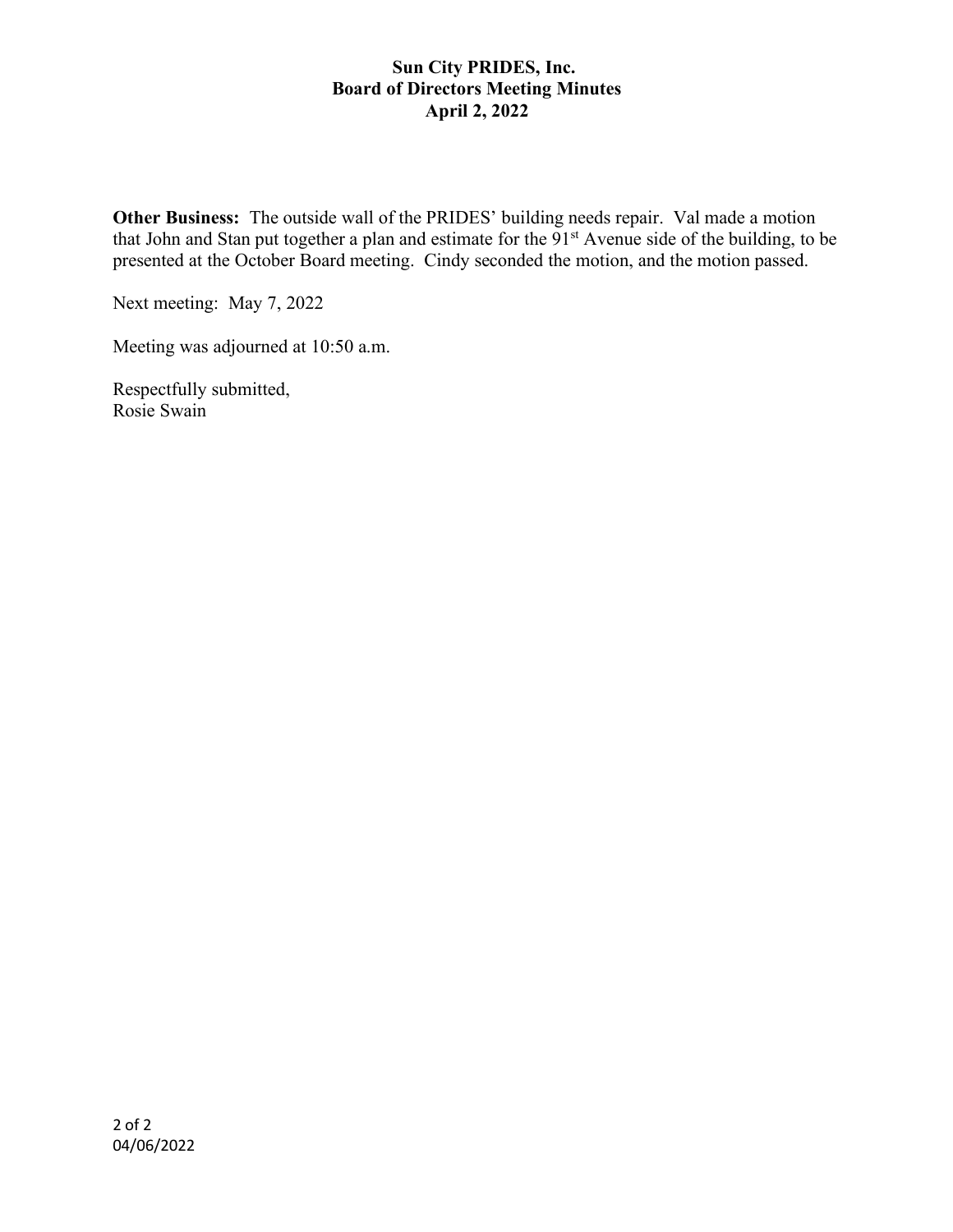**Other Business:** The outside wall of the PRIDES' building needs repair. Val made a motion that John and Stan put together a plan and estimate for the 91st Avenue side of the building, to be presented at the October Board meeting. Cindy seconded the motion, and the motion passed.

Next meeting: May 7, 2022

Meeting was adjourned at 10:50 a.m.

Respectfully submitted,
Rosie Swain